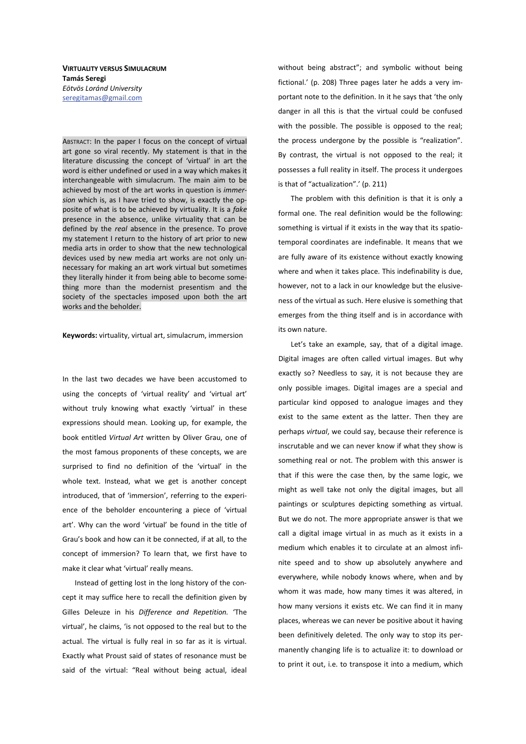**VIRTUALITY VERSUS SIMULACRUM**
**Tamás Seregi**
*Eötvös Loránd University*
seregitamas@gmail.com

ABSTRACT: In the paper I focus on the concept of virtual art gone so viral recently. My statement is that in the literature discussing the concept of 'virtual' in art the word is either undefined or used in a way which makes it interchangeable with simulacrum. The main aim to be achieved by most of the art works in question is *immersion* which is, as I have tried to show, is exactly the opposite of what is to be achieved by virtuality. It is a *fake* presence in the absence, unlike virtuality that can be defined by the *real* absence in the presence. To prove my statement I return to the history of art prior to new media arts in order to show that the new technological devices used by new media art works are not only unnecessary for making an art work virtual but sometimes they literally hinder it from being able to become something more than the modernist presentism and the society of the spectacles imposed upon both the art works and the beholder.

**Keywords:** virtuality, virtual art, simulacrum, immersion

In the last two decades we have been accustomed to using the concepts of 'virtual reality' and 'virtual art' without truly knowing what exactly 'virtual' in these expressions should mean. Looking up, for example, the book entitled *Virtual Art* written by Oliver Grau, one of the most famous proponents of these concepts, we are surprised to find no definition of the 'virtual' in the whole text. Instead, what we get is another concept introduced, that of 'immersion', referring to the experience of the beholder encountering a piece of 'virtual art'. Why can the word 'virtual' be found in the title of Grau's book and how can it be connected, if at all, to the concept of immersion? To learn that, we first have to make it clear what 'virtual' really means.

Instead of getting lost in the long history of the concept it may suffice here to recall the definition given by Gilles Deleuze in his *Difference and Repetition.* 'The virtual', he claims, 'is not opposed to the real but to the actual. The virtual is fully real in so far as it is virtual. Exactly what Proust said of states of resonance must be said of the virtual: "Real without being actual, ideal without being abstract"; and symbolic without being fictional.' (p. 208) Three pages later he adds a very important note to the definition. In it he says that 'the only danger in all this is that the virtual could be confused with the possible. The possible is opposed to the real; the process undergone by the possible is "realization". By contrast, the virtual is not opposed to the real; it possesses a full reality in itself. The process it undergoes is that of "actualization".' (p. 211)

The problem with this definition is that it is only a formal one. The real definition would be the following: something is virtual if it exists in the way that its spatio-temporal coordinates are indefinable. It means that we are fully aware of its existence without exactly knowing where and when it takes place. This indefinability is due, however, not to a lack in our knowledge but the elusiveness of the virtual as such. Here elusive is something that emerges from the thing itself and is in accordance with its own nature.

Let's take an example, say, that of a digital image. Digital images are often called virtual images. But why exactly so? Needless to say, it is not because they are only possible images. Digital images are a special and particular kind opposed to analogue images and they exist to the same extent as the latter. Then they are perhaps *virtual*, we could say, because their reference is inscrutable and we can never know if what they show is something real or not. The problem with this answer is that if this were the case then, by the same logic, we might as well take not only the digital images, but all paintings or sculptures depicting something as virtual. But we do not. The more appropriate answer is that we call a digital image virtual in as much as it exists in a medium which enables it to circulate at an almost infinite speed and to show up absolutely anywhere and everywhere, while nobody knows where, when and by whom it was made, how many times it was altered, in how many versions it exists etc. We can find it in many places, whereas we can never be positive about it having been definitively deleted. The only way to stop its permanently changing life is to actualize it: to download or to print it out, i.e. to transpose it into a medium, which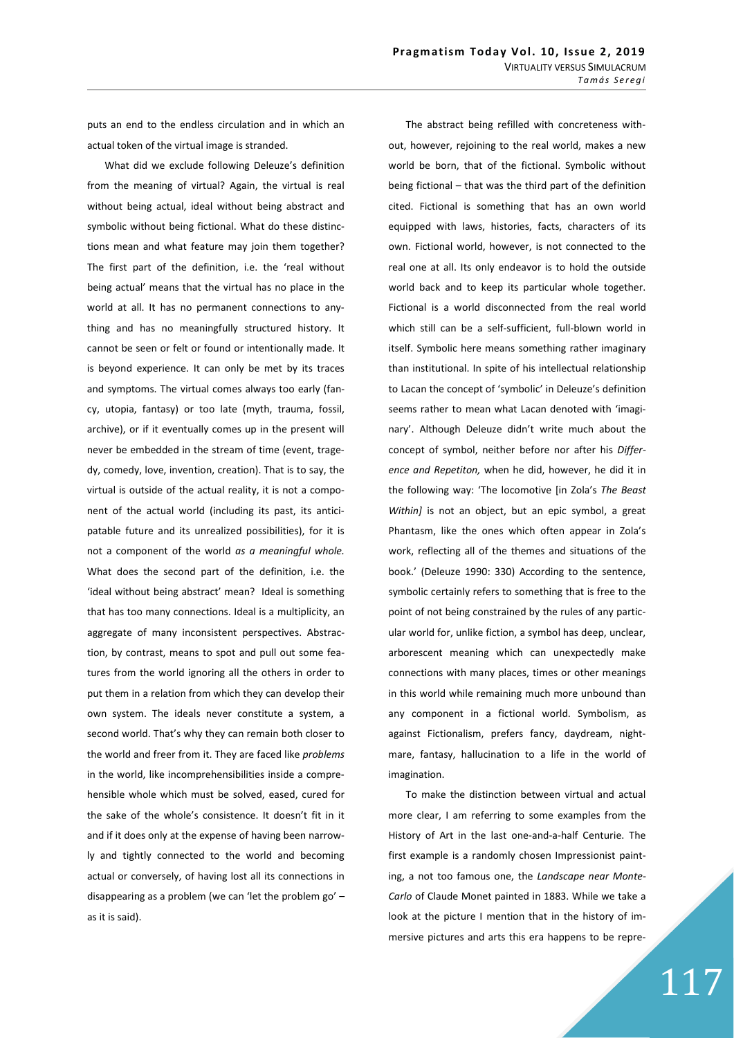puts an end to the endless circulation and in which an actual token of the virtual image is stranded.

What did we exclude following Deleuze's definition from the meaning of virtual? Again, the virtual is real without being actual, ideal without being abstract and symbolic without being fictional. What do these distinctions mean and what feature may join them together? The first part of the definition, i.e. the 'real without being actual' means that the virtual has no place in the world at all. It has no permanent connections to anything and has no meaningfully structured history. It cannot be seen or felt or found or intentionally made. It is beyond experience. It can only be met by its traces and symptoms. The virtual comes always too early (fancy, utopia, fantasy) or too late (myth, trauma, fossil, archive), or if it eventually comes up in the present will never be embedded in the stream of time (event, tragedy, comedy, love, invention, creation). That is to say, the virtual is outside of the actual reality, it is not a component of the actual world (including its past, its anticipatable future and its unrealized possibilities), for it is not a component of the world *as a meaningful whole.* What does the second part of the definition, i.e. the 'ideal without being abstract' mean? Ideal is something that has too many connections. Ideal is a multiplicity, an aggregate of many inconsistent perspectives. Abstraction, by contrast, means to spot and pull out some features from the world ignoring all the others in order to put them in a relation from which they can develop their own system. The ideals never constitute a system, a second world. That's why they can remain both closer to the world and freer from it. They are faced like *problems* in the world, like incomprehensibilities inside a comprehensible whole which must be solved, eased, cured for the sake of the whole's consistence. It doesn't fit in it and if it does only at the expense of having been narrowly and tightly connected to the world and becoming actual or conversely, of having lost all its connections in disappearing as a problem (we can 'let the problem go' – as it is said).

The abstract being refilled with concreteness without, however, rejoining to the real world, makes a new world be born, that of the fictional. Symbolic without being fictional – that was the third part of the definition cited. Fictional is something that has an own world equipped with laws, histories, facts, characters of its own. Fictional world, however, is not connected to the real one at all. Its only endeavor is to hold the outside world back and to keep its particular whole together. Fictional is a world disconnected from the real world which still can be a self-sufficient, full-blown world in itself. Symbolic here means something rather imaginary than institutional. In spite of his intellectual relationship to Lacan the concept of 'symbolic' in Deleuze's definition seems rather to mean what Lacan denoted with 'imaginary'. Although Deleuze didn't write much about the concept of symbol, neither before nor after his *Difference and Repetiton,* when he did, however, he did it in the following way: 'The locomotive [in Zola's *The Beast Within]* is not an object, but an epic symbol, a great Phantasm, like the ones which often appear in Zola's work, reflecting all of the themes and situations of the book.' (Deleuze 1990: 330) According to the sentence, symbolic certainly refers to something that is free to the point of not being constrained by the rules of any particular world for, unlike fiction, a symbol has deep, unclear, arborescent meaning which can unexpectedly make connections with many places, times or other meanings in this world while remaining much more unbound than any component in a fictional world. Symbolism, as against Fictionalism, prefers fancy, daydream, nightmare, fantasy, hallucination to a life in the world of imagination.

To make the distinction between virtual and actual more clear, I am referring to some examples from the History of Art in the last one-and-a-half Centurie. The first example is a randomly chosen Impressionist painting, a not too famous one, the *Landscape near Monte-Carlo* of Claude Monet painted in 1883. While we take a look at the picture I mention that in the history of immersive pictures and arts this era happens to be repre-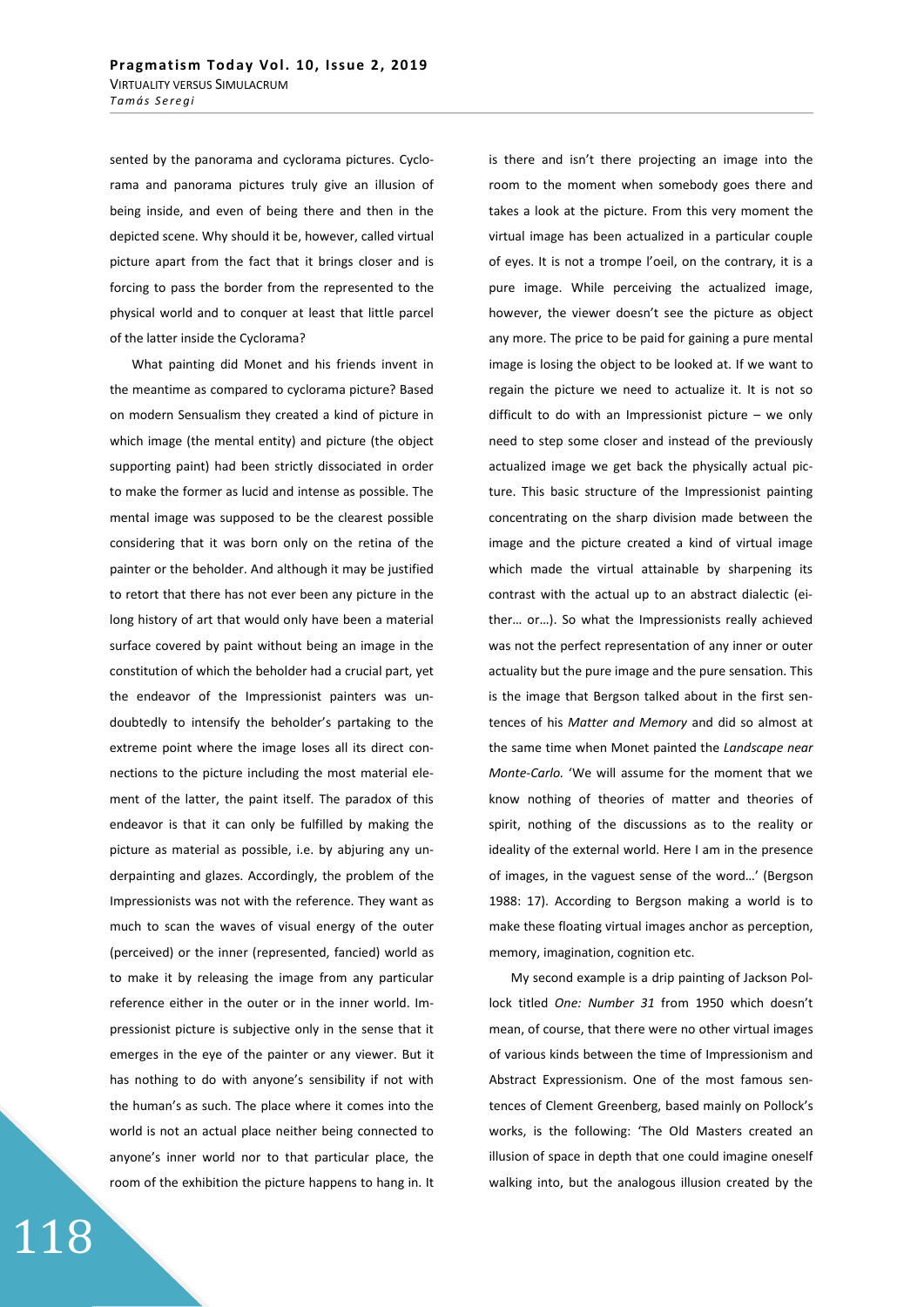sented by the panorama and cyclorama pictures. Cyclorama and panorama pictures truly give an illusion of being inside, and even of being there and then in the depicted scene. Why should it be, however, called virtual picture apart from the fact that it brings closer and is forcing to pass the border from the represented to the physical world and to conquer at least that little parcel of the latter inside the Cyclorama?

What painting did Monet and his friends invent in the meantime as compared to cyclorama picture? Based on modern Sensualism they created a kind of picture in which image (the mental entity) and picture (the object supporting paint) had been strictly dissociated in order to make the former as lucid and intense as possible. The mental image was supposed to be the clearest possible considering that it was born only on the retina of the painter or the beholder. And although it may be justified to retort that there has not ever been any picture in the long history of art that would only have been a material surface covered by paint without being an image in the constitution of which the beholder had a crucial part, yet the endeavor of the Impressionist painters was undoubtedly to intensify the beholder's partaking to the extreme point where the image loses all its direct connections to the picture including the most material element of the latter, the paint itself. The paradox of this endeavor is that it can only be fulfilled by making the picture as material as possible, i.e. by abjuring any underpainting and glazes. Accordingly, the problem of the Impressionists was not with the reference. They want as much to scan the waves of visual energy of the outer (perceived) or the inner (represented, fancied) world as to make it by releasing the image from any particular reference either in the outer or in the inner world. Impressionist picture is subjective only in the sense that it emerges in the eye of the painter or any viewer. But it has nothing to do with anyone's sensibility if not with the human's as such. The place where it comes into the world is not an actual place neither being connected to anyone's inner world nor to that particular place, the room of the exhibition the picture happens to hang in. It is there and isn't there projecting an image into the room to the moment when somebody goes there and takes a look at the picture. From this very moment the virtual image has been actualized in a particular couple of eyes. It is not a trompe l'oeil, on the contrary, it is a pure image. While perceiving the actualized image, however, the viewer doesn't see the picture as object any more. The price to be paid for gaining a pure mental image is losing the object to be looked at. If we want to regain the picture we need to actualize it. It is not so difficult to do with an Impressionist picture – we only need to step some closer and instead of the previously actualized image we get back the physically actual picture. This basic structure of the Impressionist painting concentrating on the sharp division made between the image and the picture created a kind of virtual image which made the virtual attainable by sharpening its contrast with the actual up to an abstract dialectic (either… or…). So what the Impressionists really achieved was not the perfect representation of any inner or outer actuality but the pure image and the pure sensation. This is the image that Bergson talked about in the first sentences of his *Matter and Memory* and did so almost at the same time when Monet painted the *Landscape near Monte-Carlo.* 'We will assume for the moment that we know nothing of theories of matter and theories of spirit, nothing of the discussions as to the reality or ideality of the external world. Here I am in the presence of images, in the vaguest sense of the word…' (Bergson 1988: 17). According to Bergson making a world is to make these floating virtual images anchor as perception, memory, imagination, cognition etc.

My second example is a drip painting of Jackson Pollock titled *One: Number 31* from 1950 which doesn't mean, of course, that there were no other virtual images of various kinds between the time of Impressionism and Abstract Expressionism. One of the most famous sentences of Clement Greenberg, based mainly on Pollock's works, is the following: 'The Old Masters created an illusion of space in depth that one could imagine oneself walking into, but the analogous illusion created by the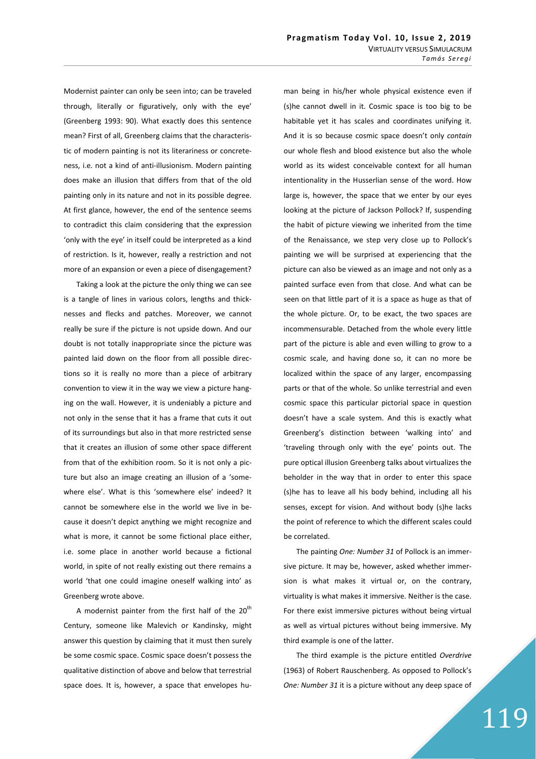Modernist painter can only be seen into; can be traveled through, literally or figuratively, only with the eye' (Greenberg 1993: 90). What exactly does this sentence mean? First of all, Greenberg claims that the characteristic of modern painting is not its literariness or concreteness, i.e. not a kind of anti-illusionism. Modern painting does make an illusion that differs from that of the old painting only in its nature and not in its possible degree. At first glance, however, the end of the sentence seems to contradict this claim considering that the expression 'only with the eye' in itself could be interpreted as a kind of restriction. Is it, however, really a restriction and not more of an expansion or even a piece of disengagement?

Taking a look at the picture the only thing we can see is a tangle of lines in various colors, lengths and thicknesses and flecks and patches. Moreover, we cannot really be sure if the picture is not upside down. And our doubt is not totally inappropriate since the picture was painted laid down on the floor from all possible directions so it is really no more than a piece of arbitrary convention to view it in the way we view a picture hanging on the wall. However, it is undeniably a picture and not only in the sense that it has a frame that cuts it out of its surroundings but also in that more restricted sense that it creates an illusion of some other space different from that of the exhibition room. So it is not only a picture but also an image creating an illusion of a 'somewhere else'. What is this 'somewhere else' indeed? It cannot be somewhere else in the world we live in because it doesn't depict anything we might recognize and what is more, it cannot be some fictional place either, i.e. some place in another world because a fictional world, in spite of not really existing out there remains a world 'that one could imagine oneself walking into' as Greenberg wrote above.

A modernist painter from the first half of the 20th Century, someone like Malevich or Kandinsky, might answer this question by claiming that it must then surely be some cosmic space. Cosmic space doesn't possess the qualitative distinction of above and below that terrestrial space does. It is, however, a space that envelopes human being in his/her whole physical existence even if (s)he cannot dwell in it. Cosmic space is too big to be habitable yet it has scales and coordinates unifying it. And it is so because cosmic space doesn't only *contain* our whole flesh and blood existence but also the whole world as its widest conceivable context for all human intentionality in the Husserlian sense of the word. How large is, however, the space that we enter by our eyes looking at the picture of Jackson Pollock? If, suspending the habit of picture viewing we inherited from the time of the Renaissance, we step very close up to Pollock's painting we will be surprised at experiencing that the picture can also be viewed as an image and not only as a painted surface even from that close. And what can be seen on that little part of it is a space as huge as that of the whole picture. Or, to be exact, the two spaces are incommensurable. Detached from the whole every little part of the picture is able and even willing to grow to a cosmic scale, and having done so, it can no more be localized within the space of any larger, encompassing parts or that of the whole. So unlike terrestrial and even cosmic space this particular pictorial space in question doesn't have a scale system. And this is exactly what Greenberg's distinction between 'walking into' and 'traveling through only with the eye' points out. The pure optical illusion Greenberg talks about virtualizes the beholder in the way that in order to enter this space (s)he has to leave all his body behind, including all his senses, except for vision. And without body (s)he lacks the point of reference to which the different scales could be correlated.

The painting *One: Number 31* of Pollock is an immersive picture. It may be, however, asked whether immersion is what makes it virtual or, on the contrary, virtuality is what makes it immersive. Neither is the case. For there exist immersive pictures without being virtual as well as virtual pictures without being immersive. My third example is one of the latter.

The third example is the picture entitled *Overdrive* (1963) of Robert Rauschenberg. As opposed to Pollock's *One: Number 31* it is a picture without any deep space of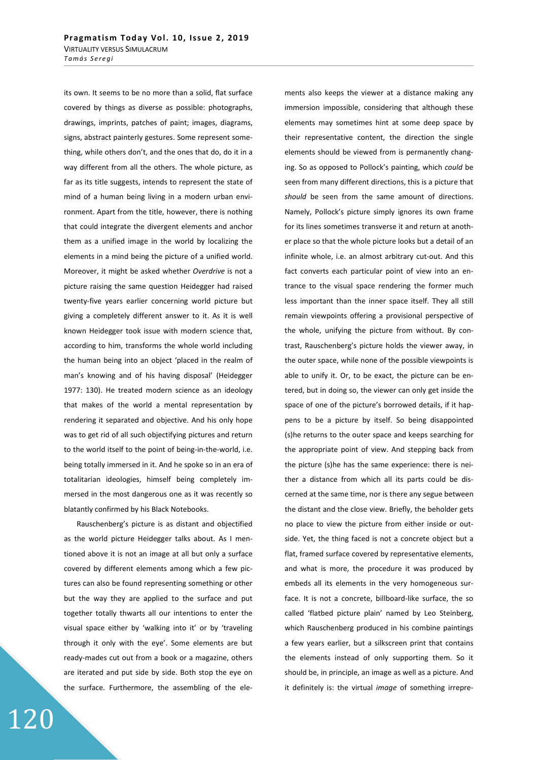its own. It seems to be no more than a solid, flat surface covered by things as diverse as possible: photographs, drawings, imprints, patches of paint; images, diagrams, signs, abstract painterly gestures. Some represent something, while others don't, and the ones that do, do it in a way different from all the others. The whole picture, as far as its title suggests, intends to represent the state of mind of a human being living in a modern urban environment. Apart from the title, however, there is nothing that could integrate the divergent elements and anchor them as a unified image in the world by localizing the elements in a mind being the picture of a unified world. Moreover, it might be asked whether *Overdrive* is not a picture raising the same question Heidegger had raised twenty-five years earlier concerning world picture but giving a completely different answer to it. As it is well known Heidegger took issue with modern science that, according to him, transforms the whole world including the human being into an object 'placed in the realm of man's knowing and of his having disposal' (Heidegger 1977: 130). He treated modern science as an ideology that makes of the world a mental representation by rendering it separated and objective. And his only hope was to get rid of all such objectifying pictures and return to the world itself to the point of being-in-the-world, i.e. being totally immersed in it. And he spoke so in an era of totalitarian ideologies, himself being completely immersed in the most dangerous one as it was recently so blatantly confirmed by his Black Notebooks.

Rauschenberg's picture is as distant and objectified as the world picture Heidegger talks about. As I mentioned above it is not an image at all but only a surface covered by different elements among which a few pictures can also be found representing something or other but the way they are applied to the surface and put together totally thwarts all our intentions to enter the visual space either by 'walking into it' or by 'traveling through it only with the eye'. Some elements are but ready-mades cut out from a book or a magazine, others are iterated and put side by side. Both stop the eye on the surface. Furthermore, the assembling of the elements also keeps the viewer at a distance making any immersion impossible, considering that although these elements may sometimes hint at some deep space by their representative content, the direction the single elements should be viewed from is permanently changing. So as opposed to Pollock's painting, which *could* be seen from many different directions, this is a picture that *should* be seen from the same amount of directions. Namely, Pollock's picture simply ignores its own frame for its lines sometimes transverse it and return at another place so that the whole picture looks but a detail of an infinite whole, i.e. an almost arbitrary cut-out. And this fact converts each particular point of view into an entrance to the visual space rendering the former much less important than the inner space itself. They all still remain viewpoints offering a provisional perspective of the whole, unifying the picture from without. By contrast, Rauschenberg's picture holds the viewer away, in the outer space, while none of the possible viewpoints is able to unify it. Or, to be exact, the picture can be entered, but in doing so, the viewer can only get inside the space of one of the picture's borrowed details, if it happens to be a picture by itself. So being disappointed (s)he returns to the outer space and keeps searching for the appropriate point of view. And stepping back from the picture (s)he has the same experience: there is neither a distance from which all its parts could be discerned at the same time, nor is there any segue between the distant and the close view. Briefly, the beholder gets no place to view the picture from either inside or outside. Yet, the thing faced is not a concrete object but a flat, framed surface covered by representative elements, and what is more, the procedure it was produced by embeds all its elements in the very homogeneous surface. It is not a concrete, billboard-like surface, the so called 'flatbed picture plain' named by Leo Steinberg, which Rauschenberg produced in his combine paintings a few years earlier, but a silkscreen print that contains the elements instead of only supporting them. So it should be, in principle, an image as well as a picture. And it definitely is: the virtual *image* of something irrepre-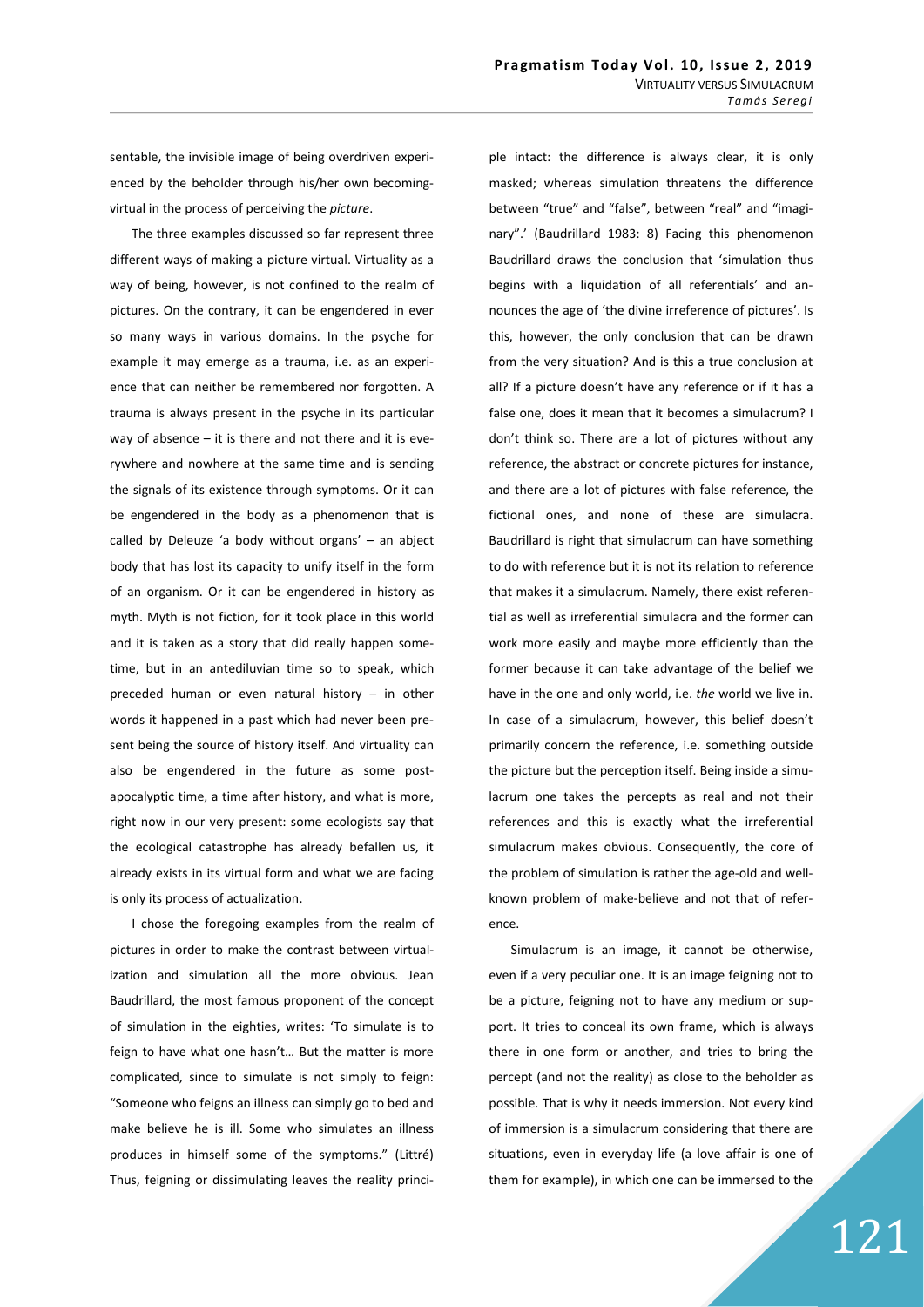sentable, the invisible image of being overdriven experienced by the beholder through his/her own becoming-virtual in the process of perceiving the *picture*.

The three examples discussed so far represent three different ways of making a picture virtual. Virtuality as a way of being, however, is not confined to the realm of pictures. On the contrary, it can be engendered in ever so many ways in various domains. In the psyche for example it may emerge as a trauma, i.e. as an experience that can neither be remembered nor forgotten. A trauma is always present in the psyche in its particular way of absence – it is there and not there and it is everywhere and nowhere at the same time and is sending the signals of its existence through symptoms. Or it can be engendered in the body as a phenomenon that is called by Deleuze 'a body without organs' – an abject body that has lost its capacity to unify itself in the form of an organism. Or it can be engendered in history as myth. Myth is not fiction, for it took place in this world and it is taken as a story that did really happen sometime, but in an antediluvian time so to speak, which preceded human or even natural history – in other words it happened in a past which had never been present being the source of history itself. And virtuality can also be engendered in the future as some post-apocalyptic time, a time after history, and what is more, right now in our very present: some ecologists say that the ecological catastrophe has already befallen us, it already exists in its virtual form and what we are facing is only its process of actualization.

I chose the foregoing examples from the realm of pictures in order to make the contrast between virtualization and simulation all the more obvious. Jean Baudrillard, the most famous proponent of the concept of simulation in the eighties, writes: 'To simulate is to feign to have what one hasn't… But the matter is more complicated, since to simulate is not simply to feign: "Someone who feigns an illness can simply go to bed and make believe he is ill. Some who simulates an illness produces in himself some of the symptoms." (Littré) Thus, feigning or dissimulating leaves the reality principle intact: the difference is always clear, it is only masked; whereas simulation threatens the difference between "true" and "false", between "real" and "imaginary".' (Baudrillard 1983: 8) Facing this phenomenon Baudrillard draws the conclusion that 'simulation thus begins with a liquidation of all referentials' and announces the age of 'the divine irreference of pictures'. Is this, however, the only conclusion that can be drawn from the very situation? And is this a true conclusion at all? If a picture doesn't have any reference or if it has a false one, does it mean that it becomes a simulacrum? I don't think so. There are a lot of pictures without any reference, the abstract or concrete pictures for instance, and there are a lot of pictures with false reference, the fictional ones, and none of these are simulacra. Baudrillard is right that simulacrum can have something to do with reference but it is not its relation to reference that makes it a simulacrum. Namely, there exist referential as well as irreferential simulacra and the former can work more easily and maybe more efficiently than the former because it can take advantage of the belief we have in the one and only world, i.e. *the* world we live in. In case of a simulacrum, however, this belief doesn't primarily concern the reference, i.e. something outside the picture but the perception itself. Being inside a simulacrum one takes the percepts as real and not their references and this is exactly what the irreferential simulacrum makes obvious. Consequently, the core of the problem of simulation is rather the age-old and well-known problem of make-believe and not that of reference.

Simulacrum is an image, it cannot be otherwise, even if a very peculiar one. It is an image feigning not to be a picture, feigning not to have any medium or support. It tries to conceal its own frame, which is always there in one form or another, and tries to bring the percept (and not the reality) as close to the beholder as possible. That is why it needs immersion. Not every kind of immersion is a simulacrum considering that there are situations, even in everyday life (a love affair is one of them for example), in which one can be immersed to the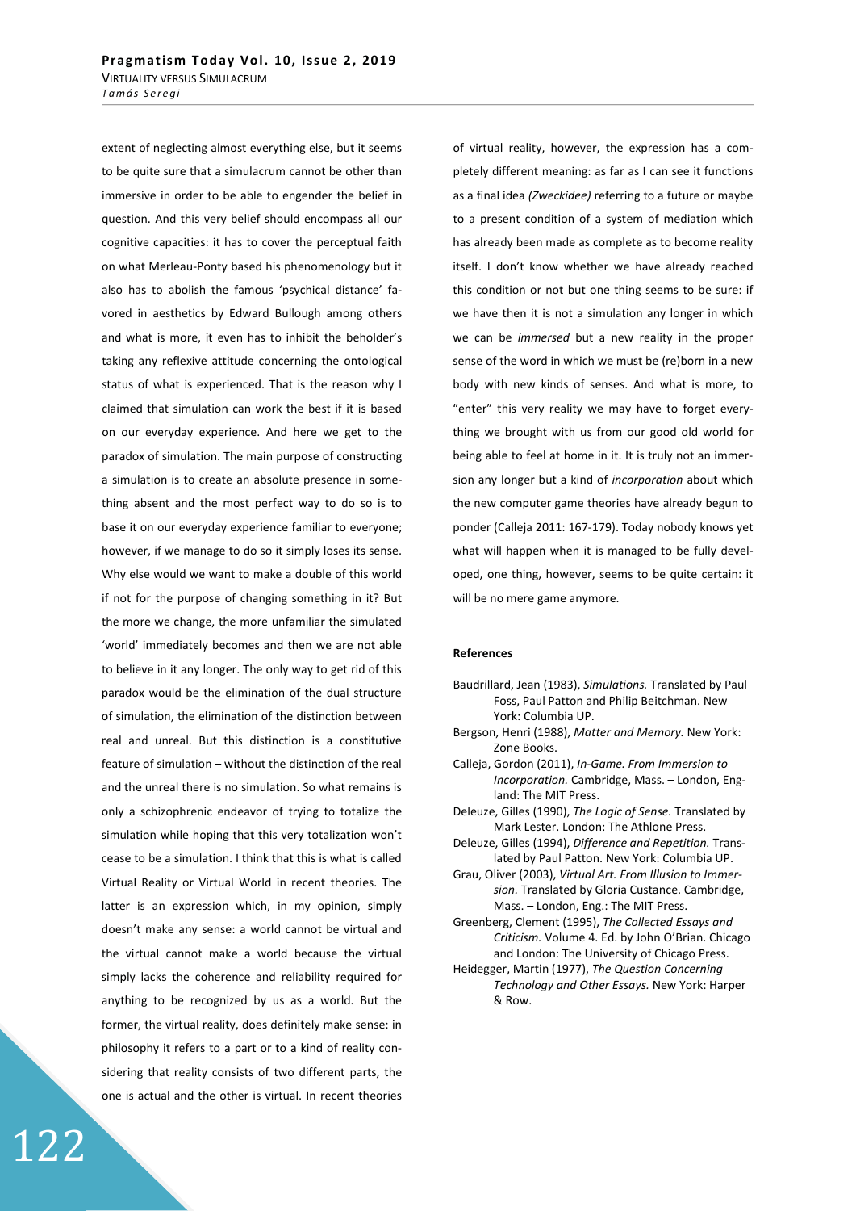extent of neglecting almost everything else, but it seems to be quite sure that a simulacrum cannot be other than immersive in order to be able to engender the belief in question. And this very belief should encompass all our cognitive capacities: it has to cover the perceptual faith on what Merleau-Ponty based his phenomenology but it also has to abolish the famous 'psychical distance' favored in aesthetics by Edward Bullough among others and what is more, it even has to inhibit the beholder's taking any reflexive attitude concerning the ontological status of what is experienced. That is the reason why I claimed that simulation can work the best if it is based on our everyday experience. And here we get to the paradox of simulation. The main purpose of constructing a simulation is to create an absolute presence in something absent and the most perfect way to do so is to base it on our everyday experience familiar to everyone; however, if we manage to do so it simply loses its sense. Why else would we want to make a double of this world if not for the purpose of changing something in it? But the more we change, the more unfamiliar the simulated 'world' immediately becomes and then we are not able to believe in it any longer. The only way to get rid of this paradox would be the elimination of the dual structure of simulation, the elimination of the distinction between real and unreal. But this distinction is a constitutive feature of simulation – without the distinction of the real and the unreal there is no simulation. So what remains is only a schizophrenic endeavor of trying to totalize the simulation while hoping that this very totalization won't cease to be a simulation. I think that this is what is called Virtual Reality or Virtual World in recent theories. The latter is an expression which, in my opinion, simply doesn't make any sense: a world cannot be virtual and the virtual cannot make a world because the virtual simply lacks the coherence and reliability required for anything to be recognized by us as a world. But the former, the virtual reality, does definitely make sense: in philosophy it refers to a part or to a kind of reality considering that reality consists of two different parts, the one is actual and the other is virtual. In recent theories of virtual reality, however, the expression has a completely different meaning: as far as I can see it functions as a final idea *(Zweckidee)* referring to a future or maybe to a present condition of a system of mediation which has already been made as complete as to become reality itself. I don't know whether we have already reached this condition or not but one thing seems to be sure: if we have then it is not a simulation any longer in which we can be *immersed* but a new reality in the proper sense of the word in which we must be (re)born in a new body with new kinds of senses. And what is more, to "enter" this very reality we may have to forget everything we brought with us from our good old world for being able to feel at home in it. It is truly not an immersion any longer but a kind of *incorporation* about which the new computer game theories have already begun to ponder (Calleja 2011: 167-179). Today nobody knows yet what will happen when it is managed to be fully developed, one thing, however, seems to be quite certain: it will be no mere game anymore.

#### References

Baudrillard, Jean (1983), *Simulations.* Translated by Paul Foss, Paul Patton and Philip Beitchman. New York: Columbia UP.

Bergson, Henri (1988), *Matter and Memory.* New York: Zone Books.

Calleja, Gordon (2011), *In-Game. From Immersion to Incorporation.* Cambridge, Mass. – London, England: The MIT Press.

Deleuze, Gilles (1990), *The Logic of Sense.* Translated by Mark Lester. London: The Athlone Press.

Deleuze, Gilles (1994), *Difference and Repetition.* Translated by Paul Patton. New York: Columbia UP.

Grau, Oliver (2003), *Virtual Art. From Illusion to Immersion.* Translated by Gloria Custance. Cambridge, Mass. – London, Eng.: The MIT Press.

Greenberg, Clement (1995), *The Collected Essays and Criticism.* Volume 4. Ed. by John O'Brian. Chicago and London: The University of Chicago Press.

Heidegger, Martin (1977), *The Question Concerning Technology and Other Essays.* New York: Harper & Row.